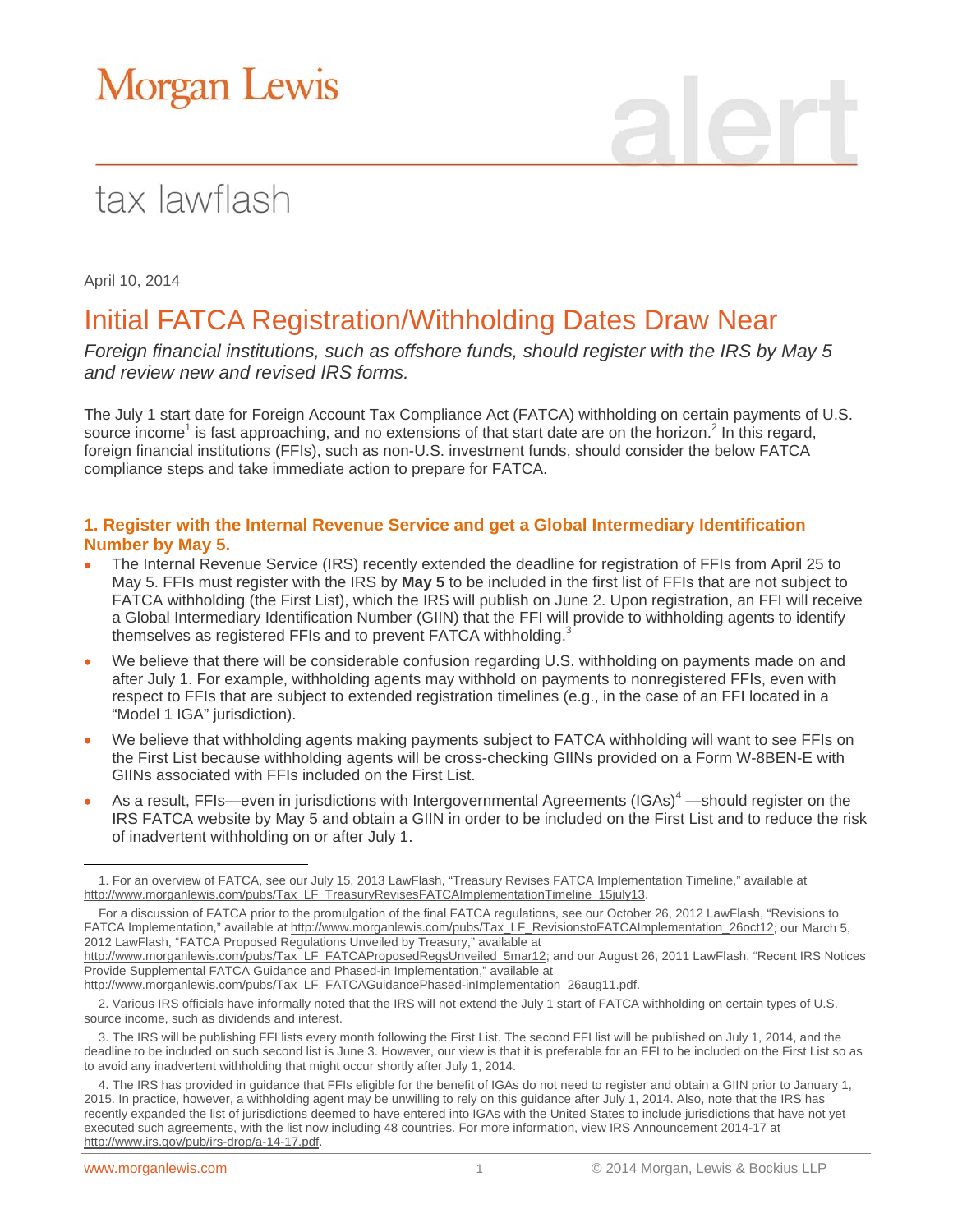# Morgan Lewis

## tax lawflash

April 10, 2014

# Initial FATCA Registration/Withholding Dates Draw Near

*Foreign financial institutions, such as offshore funds, should register with the IRS by May 5 and review new and revised IRS forms.*

The July 1 start date for Foreign Account Tax Compliance Act (FATCA) withholding on certain payments of U.S. source income[1] is fast approaching, and no extensions of that start date are on the horizon.[2] In this regard, foreign financial institutions (FFIs), such as non-U.S. investment funds, should consider the below FATCA compliance steps and take immediate action to prepare for FATCA.

### 1. Register with the Internal Revenue Service and get a Global Intermediary Identification Number by May 5.

- The Internal Revenue Service (IRS) recently extended the deadline for registration of FFIs from April 25 to May 5. FFIs must register with the IRS by **May 5** to be included in the first list of FFIs that are not subject to FATCA withholding (the First List), which the IRS will publish on June 2. Upon registration, an FFI will receive a Global Intermediary Identification Number (GIIN) that the FFI will provide to withholding agents to identify themselves as registered FFIs and to prevent FATCA withholding.[3]
- We believe that there will be considerable confusion regarding U.S. withholding on payments made on and after July 1. For example, withholding agents may withhold on payments to nonregistered FFIs, even with respect to FFIs that are subject to extended registration timelines (e.g., in the case of an FFI located in a "Model 1 IGA" jurisdiction).
- We believe that withholding agents making payments subject to FATCA withholding will want to see FFIs on the First List because withholding agents will be cross-checking GIINs provided on a Form W-8BEN-E with GIINs associated with FFIs included on the First List.
- As a result, FFIs—even in jurisdictions with Intergovernmental Agreements (IGAs)[4] —should register on the IRS FATCA website by May 5 and obtain a GIIN in order to be included on the First List and to reduce the risk of inadvertent withholding on or after July 1.

---

1. For an overview of FATCA, see our July 15, 2013 LawFlash, "Treasury Revises FATCA Implementation Timeline," available at http://www.morganlewis.com/pubs/Tax_LF_TreasuryRevisesFATCAImplementationTimeline_15july13.

For a discussion of FATCA prior to the promulgation of the final FATCA regulations, see our October 26, 2012 LawFlash, "Revisions to FATCA Implementation," available at http://www.morganlewis.com/pubs/Tax_LF_RevisionstoFATCAImplementation_26oct12; our March 5, 2012 LawFlash, "FATCA Proposed Regulations Unveiled by Treasury," available at http://www.morganlewis.com/pubs/Tax_LF_FATCAProposedRegsUnveiled_5mar12; and our August 26, 2011 LawFlash, "Recent IRS Notices Provide Supplemental FATCA Guidance and Phased-in Implementation," available at http://www.morganlewis.com/pubs/Tax_LF_FATCAGuidancePhased-inImplementation_26aug11.pdf.

2. Various IRS officials have informally noted that the IRS will not extend the July 1 start of FATCA withholding on certain types of U.S. source income, such as dividends and interest.

3. The IRS will be publishing FFI lists every month following the First List. The second FFI list will be published on July 1, 2014, and the deadline to be included on such second list is June 3. However, our view is that it is preferable for an FFI to be included on the First List so as to avoid any inadvertent withholding that might occur shortly after July 1, 2014.

4. The IRS has provided in guidance that FFIs eligible for the benefit of IGAs do not need to register and obtain a GIIN prior to January 1, 2015. In practice, however, a withholding agent may be unwilling to rely on this guidance after July 1, 2014. Also, note that the IRS has recently expanded the list of jurisdictions deemed to have entered into IGAs with the United States to include jurisdictions that have not yet executed such agreements, with the list now including 48 countries. For more information, view IRS Announcement 2014-17 at http://www.irs.gov/pub/irs-drop/a-14-17.pdf.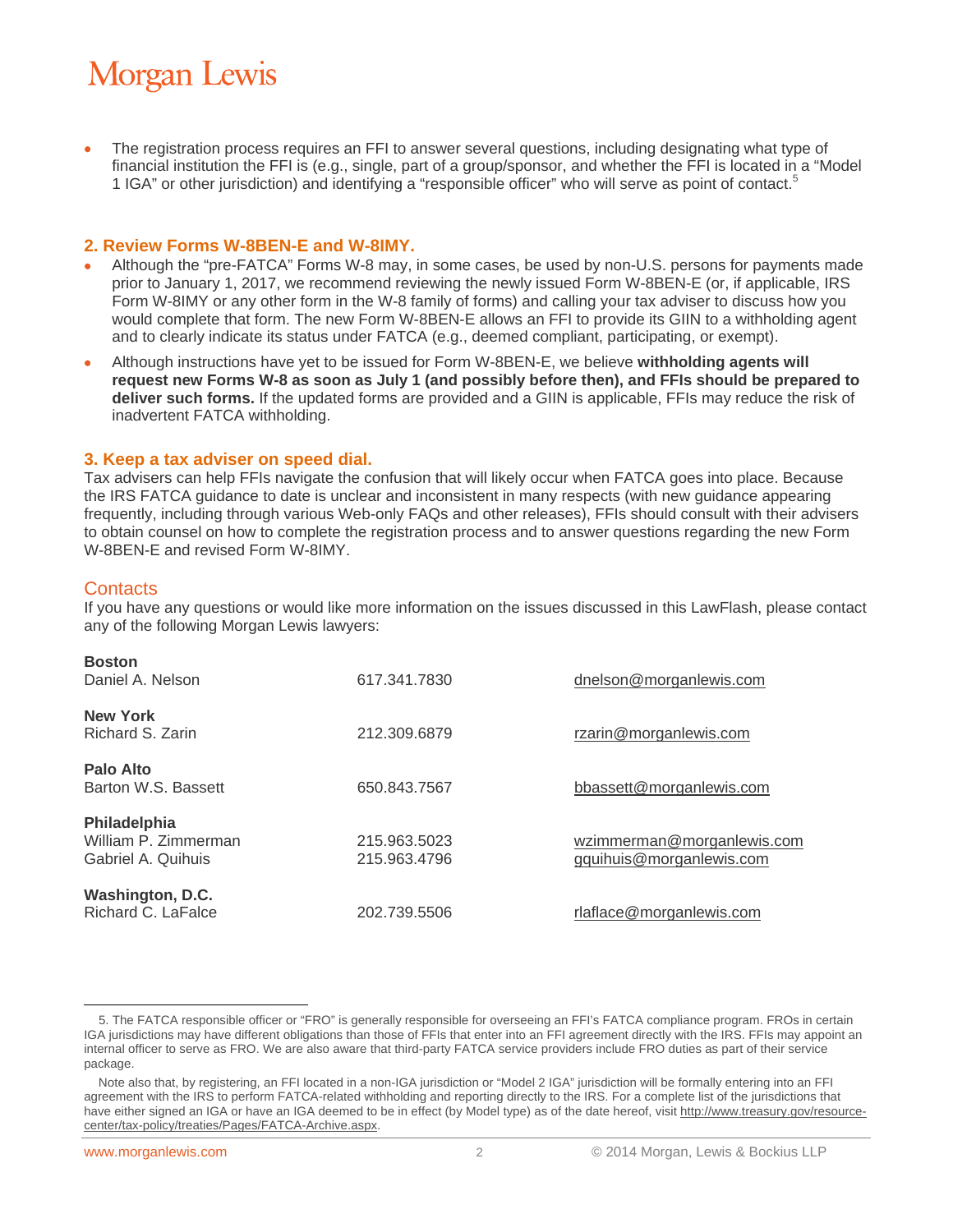- The registration process requires an FFI to answer several questions, including designating what type of financial institution the FFI is (e.g., single, part of a group/sponsor, and whether the FFI is located in a "Model 1 IGA" or other jurisdiction) and identifying a "responsible officer" who will serve as point of contact.[5]

## 2. Review Forms W-8BEN-E and W-8IMY.

- Although the "pre-FATCA" Forms W-8 may, in some cases, be used by non-U.S. persons for payments made prior to January 1, 2017, we recommend reviewing the newly issued Form W-8BEN-E (or, if applicable, IRS Form W-8IMY or any other form in the W-8 family of forms) and calling your tax adviser to discuss how you would complete that form. The new Form W-8BEN-E allows an FFI to provide its GIIN to a withholding agent and to clearly indicate its status under FATCA (e.g., deemed compliant, participating, or exempt).
- Although instructions have yet to be issued for Form W-8BEN-E, we believe **withholding agents will request new Forms W-8 as soon as July 1 (and possibly before then), and FFIs should be prepared to deliver such forms.** If the updated forms are provided and a GIIN is applicable, FFIs may reduce the risk of inadvertent FATCA withholding.

## 3. Keep a tax adviser on speed dial.

Tax advisers can help FFIs navigate the confusion that will likely occur when FATCA goes into place. Because the IRS FATCA guidance to date is unclear and inconsistent in many respects (with new guidance appearing frequently, including through various Web-only FAQs and other releases), FFIs should consult with their advisers to obtain counsel on how to complete the registration process and to answer questions regarding the new Form W-8BEN-E and revised Form W-8IMY.

## Contacts

If you have any questions or would like more information on the issues discussed in this LawFlash, please contact any of the following Morgan Lewis lawyers:

| | | |
|---|---|---|
| **Boston** | | |
| Daniel A. Nelson | 617.341.7830 | dnelson@morganlewis.com |
| **New York** | | |
| Richard S. Zarin | 212.309.6879 | rzarin@morganlewis.com |
| **Palo Alto** | | |
| Barton W.S. Bassett | 650.843.7567 | bbassett@morganlewis.com |
| **Philadelphia** | | |
| William P. Zimmerman | 215.963.5023 | wzimmerman@morganlewis.com |
| Gabriel A. Quihuis | 215.963.4796 | gquihuis@morganlewis.com |
| **Washington, D.C.** | | |
| Richard C. LaFalce | 202.739.5506 | rlaflace@morganlewis.com |

---

5. The FATCA responsible officer or "FRO" is generally responsible for overseeing an FFI's FATCA compliance program. FROs in certain IGA jurisdictions may have different obligations than those of FFIs that enter into an FFI agreement directly with the IRS. FFIs may appoint an internal officer to serve as FRO. We are also aware that third-party FATCA service providers include FRO duties as part of their service package.

Note also that, by registering, an FFI located in a non-IGA jurisdiction or "Model 2 IGA" jurisdiction will be formally entering into an FFI agreement with the IRS to perform FATCA-related withholding and reporting directly to the IRS. For a complete list of the jurisdictions that have either signed an IGA or have an IGA deemed to be in effect (by Model type) as of the date hereof, visit http://www.treasury.gov/resource-center/tax-policy/treaties/Pages/FATCA-Archive.aspx.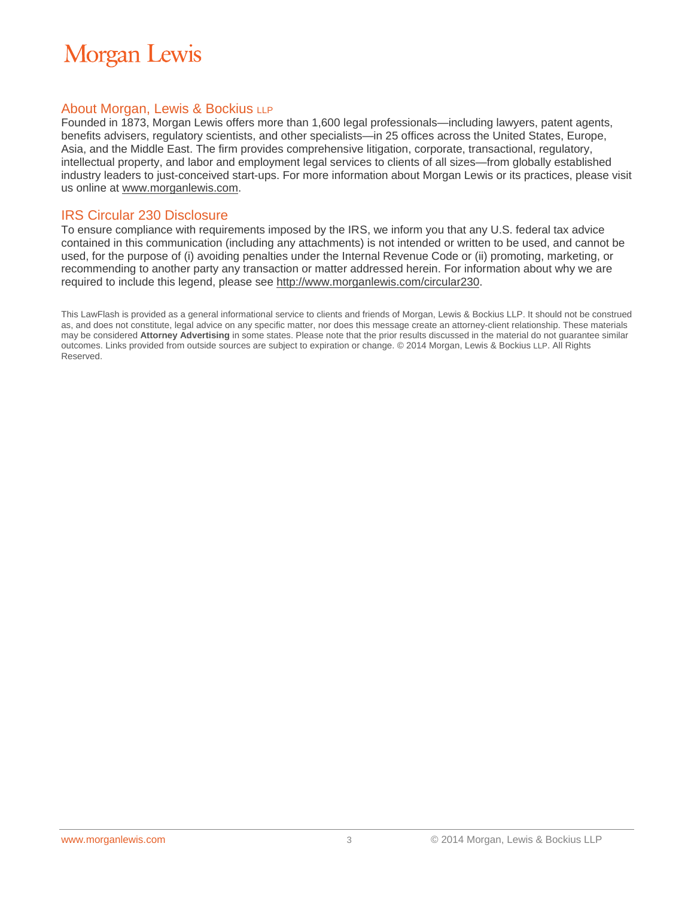Morgan Lewis

## About Morgan, Lewis & Bockius LLP

Founded in 1873, Morgan Lewis offers more than 1,600 legal professionals—including lawyers, patent agents, benefits advisers, regulatory scientists, and other specialists—in 25 offices across the United States, Europe, Asia, and the Middle East. The firm provides comprehensive litigation, corporate, transactional, regulatory, intellectual property, and labor and employment legal services to clients of all sizes—from globally established industry leaders to just-conceived start-ups. For more information about Morgan Lewis or its practices, please visit us online at www.morganlewis.com.

## IRS Circular 230 Disclosure

To ensure compliance with requirements imposed by the IRS, we inform you that any U.S. federal tax advice contained in this communication (including any attachments) is not intended or written to be used, and cannot be used, for the purpose of (i) avoiding penalties under the Internal Revenue Code or (ii) promoting, marketing, or recommending to another party any transaction or matter addressed herein. For information about why we are required to include this legend, please see http://www.morganlewis.com/circular230.

This LawFlash is provided as a general informational service to clients and friends of Morgan, Lewis & Bockius LLP. It should not be construed as, and does not constitute, legal advice on any specific matter, nor does this message create an attorney-client relationship. These materials may be considered **Attorney Advertising** in some states. Please note that the prior results discussed in the material do not guarantee similar outcomes. Links provided from outside sources are subject to expiration or change. © 2014 Morgan, Lewis & Bockius LLP. All Rights Reserved.